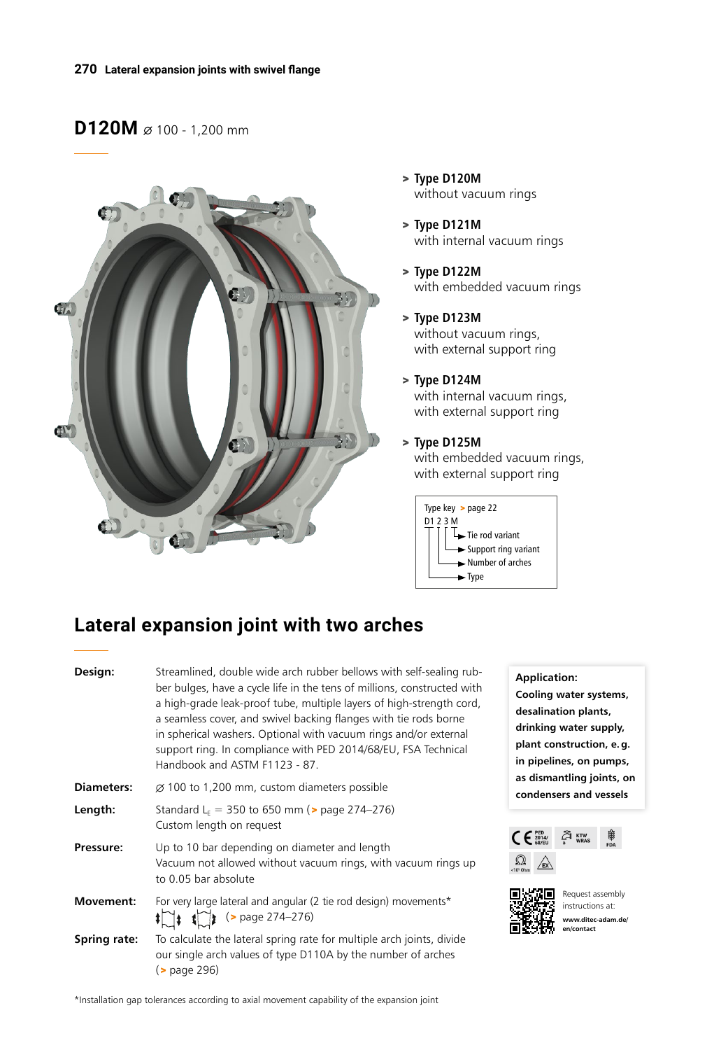# D120M ⌀ 100 - 1,200 mm

> **Type D120M**
> without vacuum rings

> **Type D121M**
> with internal vacuum rings

> **Type D122M**
> with embedded vacuum rings

> **Type D123M**
> without vacuum rings,
> with external support ring

> **Type D124M**
> with internal vacuum rings,
> with external support ring

> **Type D125M**
> with embedded vacuum rings,
> with external support ring

Type key > page 22

D1 2 3 M
- M → Tie rod variant
- 3 → Support ring variant
- 2 → Number of arches
- D1 → Type

## Lateral expansion joint with two arches

**Design:** Streamlined, double wide arch rubber bellows with self-sealing rubber bulges, have a cycle life in the tens of millions, constructed with a high-grade leak-proof tube, multiple layers of high-strength cord, a seamless cover, and swivel backing flanges with tie rods borne in spherical washers. Optional with vacuum rings and/or external support ring. In compliance with PED 2014/68/EU, FSA Technical Handbook and ASTM F1123 - 87.

**Diameters:** ⌀ 100 to 1,200 mm, custom diameters possible

**Length:** Standard $L_E$ = 350 to 650 mm (> page 274–276)
Custom length on request

**Pressure:** Up to 10 bar depending on diameter and length
Vacuum not allowed without vacuum rings, with vacuum rings up to 0.05 bar absolute

**Movement:** For very large lateral and angular (2 tie rod design) movements*
(> page 274–276)

**Spring rate:** To calculate the lateral spring rate for multiple arch joints, divide our single arch values of type D110A by the number of arches (> page 296)

**Application:**
**Cooling water systems, desalination plants, drinking water supply, plant construction, e. g. in pipelines, on pumps, as dismantling joints, on condensers and vessels**

Request assembly instructions at:
**www.ditec-adam.de/en/contact**

*Installation gap tolerances according to axial movement capability of the expansion joint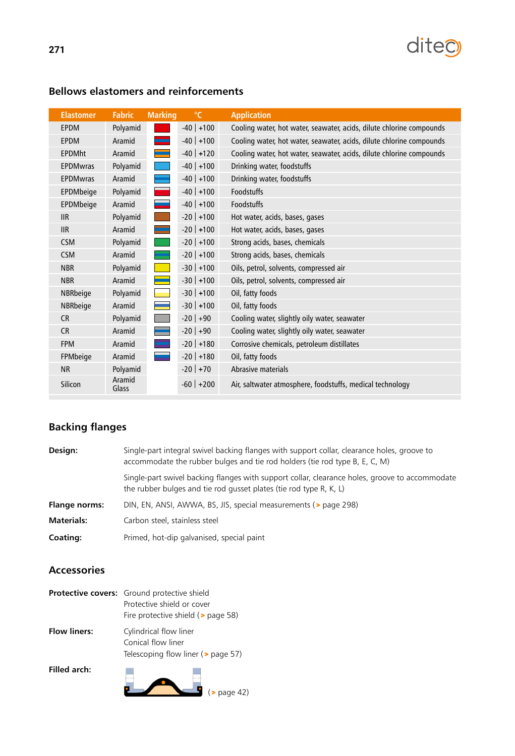## Bellows elastomers and reinforcements

| Elastomer | Fabric | Marking | °C | Application |
|---|---|---|---|---|
| EPDM | Polyamid | | -40 \| +100 | Cooling water, hot water, seawater, acids, dilute chlorine compounds |
| EPDM | Aramid | | -40 \| +100 | Cooling water, hot water, seawater, acids, dilute chlorine compounds |
| EPDMht | Aramid | | -40 \| +120 | Cooling water, hot water, seawater, acids, dilute chlorine compounds |
| EPDMwras | Polyamid | | -40 \| +100 | Drinking water, foodstuffs |
| EPDMwras | Aramid | | -40 \| +100 | Drinking water, foodstuffs |
| EPDMbeige | Polyamid | | -40 \| +100 | Foodstuffs |
| EPDMbeige | Aramid | | -40 \| +100 | Foodstuffs |
| IIR | Polyamid | | -20 \| +100 | Hot water, acids, bases, gases |
| IIR | Aramid | | -20 \| +100 | Hot water, acids, bases, gases |
| CSM | Polyamid | | -20 \| +100 | Strong acids, bases, chemicals |
| CSM | Aramid | | -20 \| +100 | Strong acids, bases, chemicals |
| NBR | Polyamid | | -30 \| +100 | Oils, petrol, solvents, compressed air |
| NBR | Aramid | | -30 \| +100 | Oils, petrol, solvents, compressed air |
| NBRbeige | Polyamid | | -30 \| +100 | Oil, fatty foods |
| NBRbeige | Aramid | | -30 \| +100 | Oil, fatty foods |
| CR | Polyamid | | -20 \| +90 | Cooling water, slightly oily water, seawater |
| CR | Aramid | | -20 \| +90 | Cooling water, slightly oily water, seawater |
| FPM | Aramid | | -20 \| +180 | Corrosive chemicals, petroleum distillates |
| FPMbeige | Aramid | | -20 \| +180 | Oil, fatty foods |
| NR | Polyamid | | -20 \| +70 | Abrasive materials |
| Silicon | Aramid Glass | | -60 \| +200 | Air, saltwater atmosphere, foodstuffs, medical technology |

## Backing flanges

**Design:** Single-part integral swivel backing flanges with support collar, clearance holes, groove to accommodate the rubber bulges and tie rod holders (tie rod type B, E, C, M)

Single-part swivel backing flanges with support collar, clearance holes, groove to accommodate the rubber bulges and tie rod gusset plates (tie rod type R, K, L)

**Flange norms:** DIN, EN, ANSI, AWWA, BS, JIS, special measurements (> page 298)

**Materials:** Carbon steel, stainless steel

**Coating:** Primed, hot-dip galvanised, special paint

## Accessories

**Protective covers:** Ground protective shield
Protective shield or cover
Fire protective shield (> page 58)

**Flow liners:** Cylindrical flow liner
Conical flow liner
Telescoping flow liner (> page 57)

**Filled arch:** (> page 42)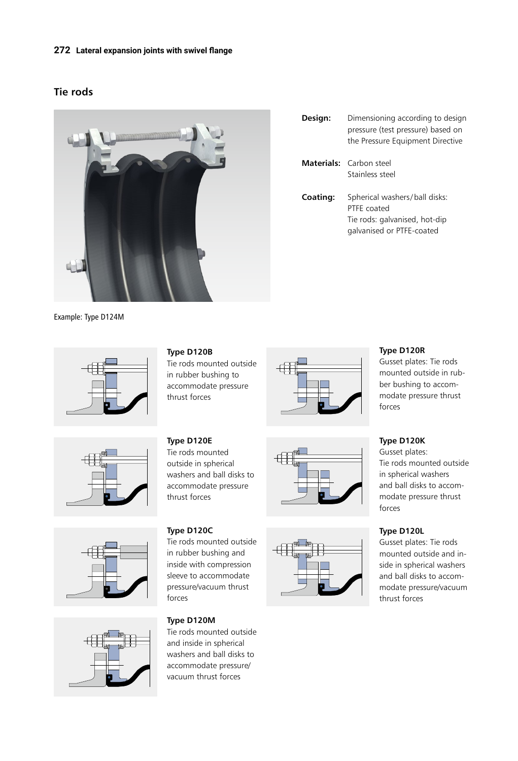## Tie rods

**Design:** Dimensioning according to design pressure (test pressure) based on the Pressure Equipment Directive

**Materials:** Carbon steel
Stainless steel

**Coating:** Spherical washers/ball disks: PTFE coated
Tie rods: galvanised, hot-dip galvanised or PTFE-coated

Example: Type D124M

**Type D120B**
Tie rods mounted outside in rubber bushing to accommodate pressure thrust forces

**Type D120R**
Gusset plates: Tie rods mounted outside in rubber bushing to accommodate pressure thrust forces

**Type D120E**
Tie rods mounted outside in spherical washers and ball disks to accommodate pressure thrust forces

**Type D120K**
Gusset plates:
Tie rods mounted outside in spherical washers and ball disks to accommodate pressure thrust forces

**Type D120C**
Tie rods mounted outside in rubber bushing and inside with compression sleeve to accommodate pressure/vacuum thrust forces

**Type D120L**
Gusset plates: Tie rods mounted outside and inside in spherical washers and ball disks to accommodate pressure/vacuum thrust forces

**Type D120M**
Tie rods mounted outside and inside in spherical washers and ball disks to accommodate pressure/vacuum thrust forces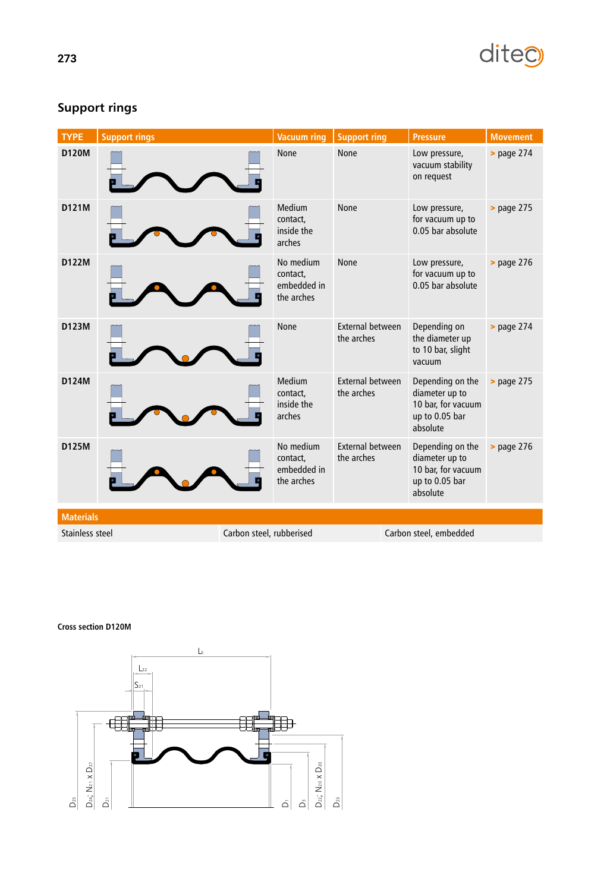## Support rings

| TYPE | Support rings | Vacuum ring | Support ring | Pressure | Movement |
|---|---|---|---|---|---|
| D120M | | None | None | Low pressure, vacuum stability on request | > page 274 |
| D121M | | Medium contact, inside the arches | None | Low pressure, for vacuum up to 0.05 bar absolute | > page 275 |
| D122M | | No medium contact, embedded in the arches | None | Low pressure, for vacuum up to 0.05 bar absolute | > page 276 |
| D123M | | None | External between the arches | Depending on the diameter up to 10 bar, slight vacuum | > page 274 |
| D124M | | Medium contact, inside the arches | External between the arches | Depending on the diameter up to 10 bar, for vacuum up to 0.05 bar absolute | > page 275 |
| D125M | | No medium contact, embedded in the arches | External between the arches | Depending on the diameter up to 10 bar, for vacuum up to 0.05 bar absolute | > page 276 |

| Materials | | |
|---|---|---|
| Stainless steel | Carbon steel, rubberised | Carbon steel, embedded |

**Cross section D120M**

$L_E$, $L_{22}$, $S_{21}$, $D_{25}$, $D_{24}$; $N_{21}$ x $D_{27}$, $D_{21}$, $D_1$, $D_3$, $D_{22}$; $N_{20}$ x $D_{20}$, $D_{23}$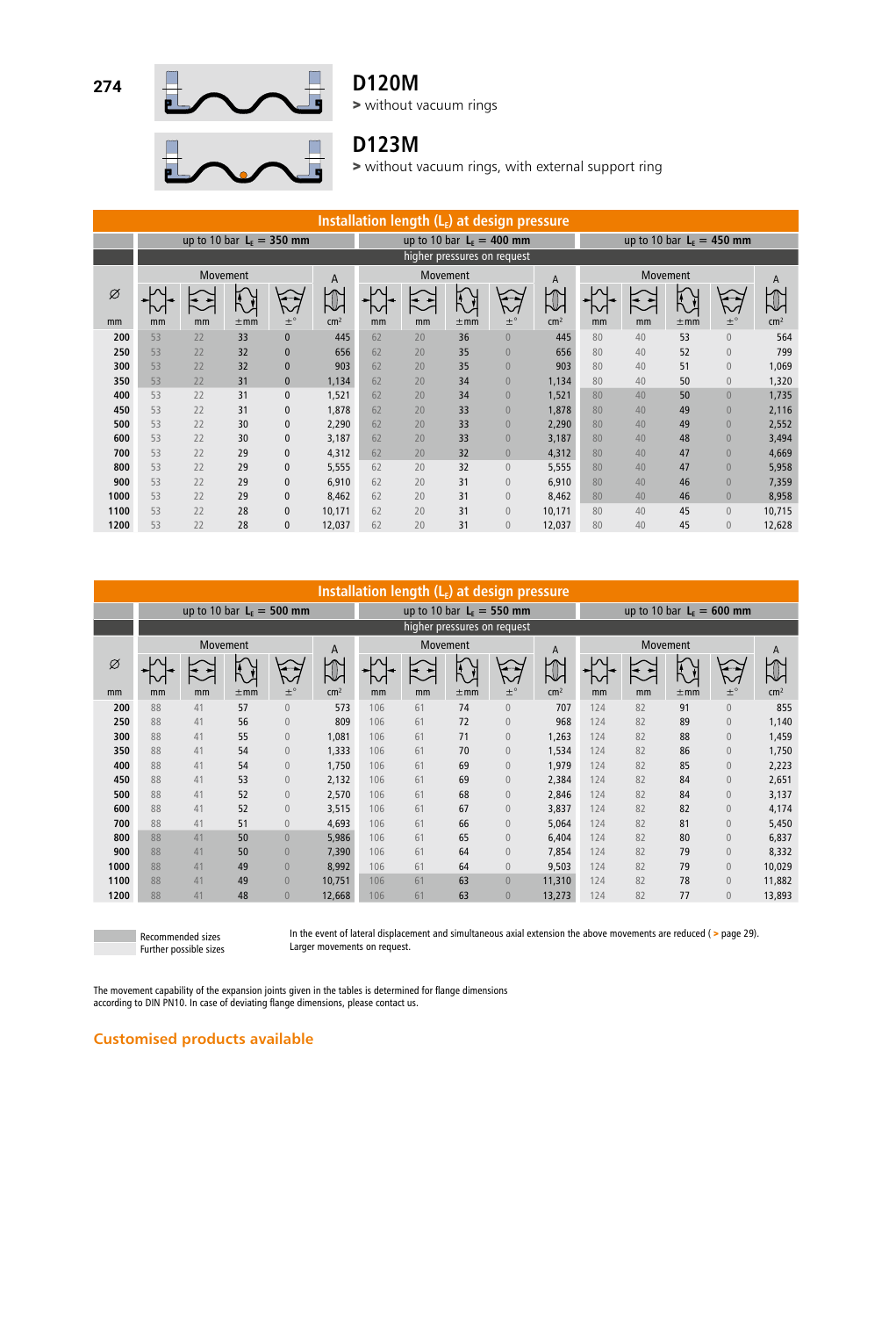## D120M

> without vacuum rings

## D123M

> without vacuum rings, with external support ring

**Installation length ($L_E$) at design pressure**

| Ø | up to 10 bar $L_E$ = 350 mm | | | | | up to 10 bar $L_E$ = 400 mm | | | | | up to 10 bar $L_E$ = 450 mm | | | | |
|---|---|---|---|---|---|---|---|---|---|---|---|---|---|---|---|
| | higher pressures on request | | | | | | | | | | | | | | |
| | Movement | | | | A | Movement | | | | A | Movement | | | | A |
| mm | mm | mm | ±mm | ±° | cm² | mm | mm | ±mm | ±° | cm² | mm | mm | ±mm | ±° | cm² |
| 200 | 53 | 22 | 33 | 0 | 445 | 62 | 20 | 36 | 0 | 445 | 80 | 40 | 53 | 0 | 564 |
| 250 | 53 | 22 | 32 | 0 | 656 | 62 | 20 | 35 | 0 | 656 | 80 | 40 | 52 | 0 | 799 |
| 300 | 53 | 22 | 32 | 0 | 903 | 62 | 20 | 35 | 0 | 903 | 80 | 40 | 51 | 0 | 1,069 |
| 350 | 53 | 22 | 31 | 0 | 1,134 | 62 | 20 | 34 | 0 | 1,134 | 80 | 40 | 50 | 0 | 1,320 |
| 400 | 53 | 22 | 31 | 0 | 1,521 | 62 | 20 | 34 | 0 | 1,521 | 80 | 40 | 50 | 0 | 1,735 |
| 450 | 53 | 22 | 31 | 0 | 1,878 | 62 | 20 | 33 | 0 | 1,878 | 80 | 40 | 49 | 0 | 2,116 |
| 500 | 53 | 22 | 30 | 0 | 2,290 | 62 | 20 | 33 | 0 | 2,290 | 80 | 40 | 49 | 0 | 2,552 |
| 600 | 53 | 22 | 30 | 0 | 3,187 | 62 | 20 | 33 | 0 | 3,187 | 80 | 40 | 48 | 0 | 3,494 |
| 700 | 53 | 22 | 29 | 0 | 4,312 | 62 | 20 | 32 | 0 | 4,312 | 80 | 40 | 47 | 0 | 4,669 |
| 800 | 53 | 22 | 29 | 0 | 5,555 | 62 | 20 | 32 | 0 | 5,555 | 80 | 40 | 47 | 0 | 5,958 |
| 900 | 53 | 22 | 29 | 0 | 6,910 | 62 | 20 | 31 | 0 | 6,910 | 80 | 40 | 46 | 0 | 7,359 |
| 1000 | 53 | 22 | 29 | 0 | 8,462 | 62 | 20 | 31 | 0 | 8,462 | 80 | 40 | 46 | 0 | 8,958 |
| 1100 | 53 | 22 | 28 | 0 | 10,171 | 62 | 20 | 31 | 0 | 10,171 | 80 | 40 | 45 | 0 | 10,715 |
| 1200 | 53 | 22 | 28 | 0 | 12,037 | 62 | 20 | 31 | 0 | 12,037 | 80 | 40 | 45 | 0 | 12,628 |

**Installation length ($L_E$) at design pressure**

| Ø | up to 10 bar $L_E$ = 500 mm | | | | | up to 10 bar $L_E$ = 550 mm | | | | | up to 10 bar $L_E$ = 600 mm | | | | |
|---|---|---|---|---|---|---|---|---|---|---|---|---|---|---|---|
| | higher pressures on request | | | | | | | | | | | | | | |
| | Movement | | | | A | Movement | | | | A | Movement | | | | A |
| mm | mm | mm | ±mm | ±° | cm² | mm | mm | ±mm | ±° | cm² | mm | mm | ±mm | ±° | cm² |
| 200 | 88 | 41 | 57 | 0 | 573 | 106 | 61 | 74 | 0 | 707 | 124 | 82 | 91 | 0 | 855 |
| 250 | 88 | 41 | 56 | 0 | 809 | 106 | 61 | 72 | 0 | 968 | 124 | 82 | 89 | 0 | 1,140 |
| 300 | 88 | 41 | 55 | 0 | 1,081 | 106 | 61 | 71 | 0 | 1,263 | 124 | 82 | 88 | 0 | 1,459 |
| 350 | 88 | 41 | 54 | 0 | 1,333 | 106 | 61 | 70 | 0 | 1,534 | 124 | 82 | 86 | 0 | 1,750 |
| 400 | 88 | 41 | 54 | 0 | 1,750 | 106 | 61 | 69 | 0 | 1,979 | 124 | 82 | 85 | 0 | 2,223 |
| 450 | 88 | 41 | 53 | 0 | 2,132 | 106 | 61 | 69 | 0 | 2,384 | 124 | 82 | 84 | 0 | 2,651 |
| 500 | 88 | 41 | 52 | 0 | 2,570 | 106 | 61 | 68 | 0 | 2,846 | 124 | 82 | 84 | 0 | 3,137 |
| 600 | 88 | 41 | 52 | 0 | 3,515 | 106 | 61 | 67 | 0 | 3,837 | 124 | 82 | 82 | 0 | 4,174 |
| 700 | 88 | 41 | 51 | 0 | 4,693 | 106 | 61 | 66 | 0 | 5,064 | 124 | 82 | 81 | 0 | 5,450 |
| 800 | 88 | 41 | 50 | 0 | 5,986 | 106 | 61 | 65 | 0 | 6,404 | 124 | 82 | 80 | 0 | 6,837 |
| 900 | 88 | 41 | 50 | 0 | 7,390 | 106 | 61 | 64 | 0 | 7,854 | 124 | 82 | 79 | 0 | 8,332 |
| 1000 | 88 | 41 | 49 | 0 | 8,992 | 106 | 61 | 64 | 0 | 9,503 | 124 | 82 | 79 | 0 | 10,029 |
| 1100 | 88 | 41 | 49 | 0 | 10,751 | 106 | 61 | 63 | 0 | 11,310 | 124 | 82 | 78 | 0 | 11,882 |
| 1200 | 88 | 41 | 48 | 0 | 12,668 | 106 | 61 | 63 | 0 | 13,273 | 124 | 82 | 77 | 0 | 13,893 |

Recommended sizes
Further possible sizes

In the event of lateral displacement and simultaneous axial extension the above movements are reduced ( > page 29).
Larger movements on request.

The movement capability of the expansion joints given in the tables is determined for flange dimensions according to DIN PN10. In case of deviating flange dimensions, please contact us.

**Customised products available**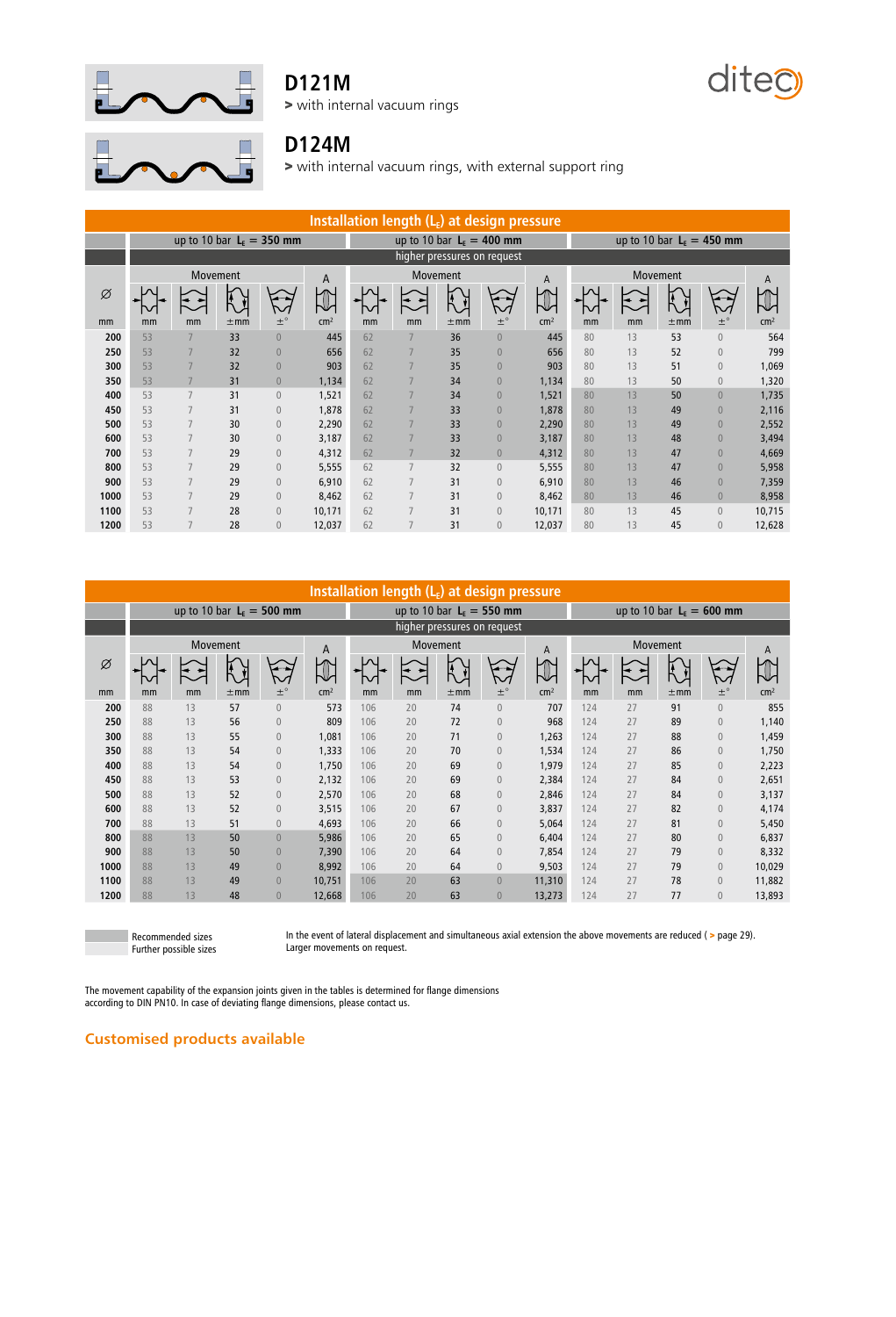## D121M

> with internal vacuum rings

## D124M

> with internal vacuum rings, with external support ring

### Installation length ($L_E$) at design pressure

| Ø | up to 10 bar $L_E$ = 350 mm | | | | | up to 10 bar $L_E$ = 400 mm | | | | | up to 10 bar $L_E$ = 450 mm | | | | |
|---|---|---|---|---|---|---|---|---|---|---|---|---|---|---|---|
| | higher pressures on request | | | | | | | | | | | | | | |
| | Movement | | | | A | Movement | | | | A | Movement | | | | A |
| mm | mm | mm | ±mm | ±° | cm² | mm | mm | ±mm | ±° | cm² | mm | mm | ±mm | ±° | cm² |
| 200 | 53 | 7 | 33 | 0 | 445 | 62 | 7 | 36 | 0 | 445 | 80 | 13 | 53 | 0 | 564 |
| 250 | 53 | 7 | 32 | 0 | 656 | 62 | 7 | 35 | 0 | 656 | 80 | 13 | 52 | 0 | 799 |
| 300 | 53 | 7 | 32 | 0 | 903 | 62 | 7 | 35 | 0 | 903 | 80 | 13 | 51 | 0 | 1,069 |
| 350 | 53 | 7 | 31 | 0 | 1,134 | 62 | 7 | 34 | 0 | 1,134 | 80 | 13 | 50 | 0 | 1,320 |
| 400 | 53 | 7 | 31 | 0 | 1,521 | 62 | 7 | 34 | 0 | 1,521 | 80 | 13 | 50 | 0 | 1,735 |
| 450 | 53 | 7 | 31 | 0 | 1,878 | 62 | 7 | 33 | 0 | 1,878 | 80 | 13 | 49 | 0 | 2,116 |
| 500 | 53 | 7 | 30 | 0 | 2,290 | 62 | 7 | 33 | 0 | 2,290 | 80 | 13 | 49 | 0 | 2,552 |
| 600 | 53 | 7 | 30 | 0 | 3,187 | 62 | 7 | 33 | 0 | 3,187 | 80 | 13 | 48 | 0 | 3,494 |
| 700 | 53 | 7 | 29 | 0 | 4,312 | 62 | 7 | 32 | 0 | 4,312 | 80 | 13 | 47 | 0 | 4,669 |
| 800 | 53 | 7 | 29 | 0 | 5,555 | 62 | 7 | 32 | 0 | 5,555 | 80 | 13 | 47 | 0 | 5,958 |
| 900 | 53 | 7 | 29 | 0 | 6,910 | 62 | 7 | 31 | 0 | 6,910 | 80 | 13 | 46 | 0 | 7,359 |
| 1000 | 53 | 7 | 29 | 0 | 8,462 | 62 | 7 | 31 | 0 | 8,462 | 80 | 13 | 46 | 0 | 8,958 |
| 1100 | 53 | 7 | 28 | 0 | 10,171 | 62 | 7 | 31 | 0 | 10,171 | 80 | 13 | 45 | 0 | 10,715 |
| 1200 | 53 | 7 | 28 | 0 | 12,037 | 62 | 7 | 31 | 0 | 12,037 | 80 | 13 | 45 | 0 | 12,628 |

### Installation length ($L_E$) at design pressure

| Ø | up to 10 bar $L_E$ = 500 mm | | | | | up to 10 bar $L_E$ = 550 mm | | | | | up to 10 bar $L_E$ = 600 mm | | | | |
|---|---|---|---|---|---|---|---|---|---|---|---|---|---|---|---|
| | higher pressures on request | | | | | | | | | | | | | | |
| | Movement | | | | A | Movement | | | | A | Movement | | | | A |
| mm | mm | mm | ±mm | ±° | cm² | mm | mm | ±mm | ±° | cm² | mm | mm | ±mm | ±° | cm² |
| 200 | 88 | 13 | 57 | 0 | 573 | 106 | 20 | 74 | 0 | 707 | 124 | 27 | 91 | 0 | 855 |
| 250 | 88 | 13 | 56 | 0 | 809 | 106 | 20 | 72 | 0 | 968 | 124 | 27 | 89 | 0 | 1,140 |
| 300 | 88 | 13 | 55 | 0 | 1,081 | 106 | 20 | 71 | 0 | 1,263 | 124 | 27 | 88 | 0 | 1,459 |
| 350 | 88 | 13 | 54 | 0 | 1,333 | 106 | 20 | 70 | 0 | 1,534 | 124 | 27 | 86 | 0 | 1,750 |
| 400 | 88 | 13 | 54 | 0 | 1,750 | 106 | 20 | 69 | 0 | 1,979 | 124 | 27 | 85 | 0 | 2,223 |
| 450 | 88 | 13 | 53 | 0 | 2,132 | 106 | 20 | 69 | 0 | 2,384 | 124 | 27 | 84 | 0 | 2,651 |
| 500 | 88 | 13 | 52 | 0 | 2,570 | 106 | 20 | 68 | 0 | 2,846 | 124 | 27 | 84 | 0 | 3,137 |
| 600 | 88 | 13 | 52 | 0 | 3,515 | 106 | 20 | 67 | 0 | 3,837 | 124 | 27 | 82 | 0 | 4,174 |
| 700 | 88 | 13 | 51 | 0 | 4,693 | 106 | 20 | 66 | 0 | 5,064 | 124 | 27 | 81 | 0 | 5,450 |
| 800 | 88 | 13 | 50 | 0 | 5,986 | 106 | 20 | 65 | 0 | 6,404 | 124 | 27 | 80 | 0 | 6,837 |
| 900 | 88 | 13 | 50 | 0 | 7,390 | 106 | 20 | 64 | 0 | 7,854 | 124 | 27 | 79 | 0 | 8,332 |
| 1000 | 88 | 13 | 49 | 0 | 8,992 | 106 | 20 | 64 | 0 | 9,503 | 124 | 27 | 79 | 0 | 10,029 |
| 1100 | 88 | 13 | 49 | 0 | 10,751 | 106 | 20 | 63 | 0 | 11,310 | 124 | 27 | 78 | 0 | 11,882 |
| 1200 | 88 | 13 | 48 | 0 | 12,668 | 106 | 20 | 63 | 0 | 13,273 | 124 | 27 | 77 | 0 | 13,893 |

Recommended sizes
Further possible sizes

In the event of lateral displacement and simultaneous axial extension the above movements are reduced ( > page 29).
Larger movements on request.

The movement capability of the expansion joints given in the tables is determined for flange dimensions according to DIN PN10. In case of deviating flange dimensions, please contact us.

**Customised products available**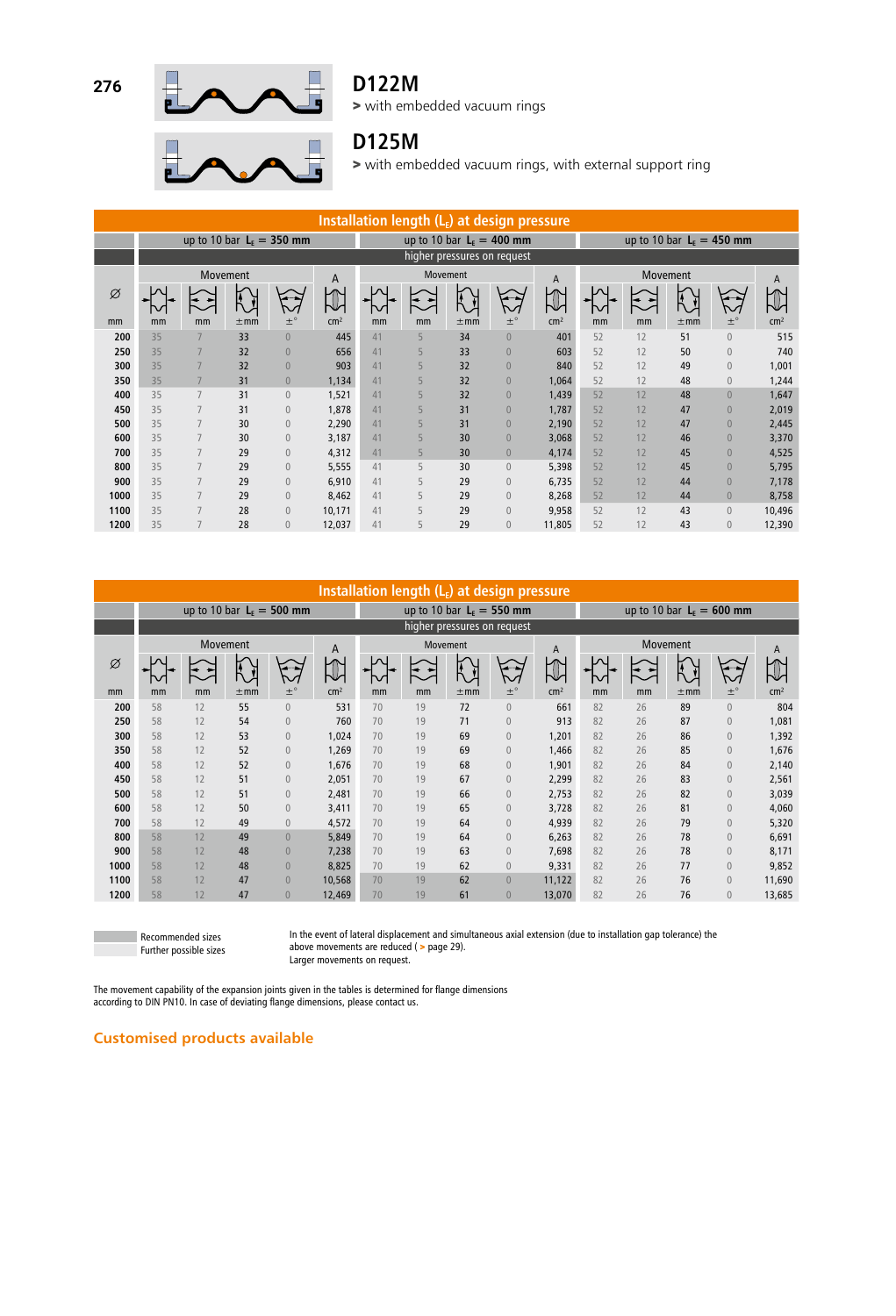## D122M

> with embedded vacuum rings

## D125M

> with embedded vacuum rings, with external support ring

| Installation length ($L_E$) at design pressure | | | | | | | | | | | | | | | |
|---|---|---|---|---|---|---|---|---|---|---|---|---|---|---|---|
| | up to 10 bar $L_E$ = 350 mm | | | | | up to 10 bar $L_E$ = 400 mm | | | | | up to 10 bar $L_E$ = 450 mm | | | | |
| | higher pressures on request | | | | | | | | | | | | | | |
| Ø | Movement | | | | A | Movement | | | | A | Movement | | | | A |
| mm | mm | mm | ±mm | ±° | cm² | mm | mm | ±mm | ±° | cm² | mm | mm | ±mm | ±° | cm² |
| 200 | 35 | 7 | 33 | 0 | 445 | 41 | 5 | 34 | 0 | 401 | 52 | 12 | 51 | 0 | 515 |
| 250 | 35 | 7 | 32 | 0 | 656 | 41 | 5 | 33 | 0 | 603 | 52 | 12 | 50 | 0 | 740 |
| 300 | 35 | 7 | 32 | 0 | 903 | 41 | 5 | 32 | 0 | 840 | 52 | 12 | 49 | 0 | 1,001 |
| 350 | 35 | 7 | 31 | 0 | 1,134 | 41 | 5 | 32 | 0 | 1,064 | 52 | 12 | 48 | 0 | 1,244 |
| 400 | 35 | 7 | 31 | 0 | 1,521 | 41 | 5 | 32 | 0 | 1,439 | 52 | 12 | 48 | 0 | 1,647 |
| 450 | 35 | 7 | 31 | 0 | 1,878 | 41 | 5 | 31 | 0 | 1,787 | 52 | 12 | 47 | 0 | 2,019 |
| 500 | 35 | 7 | 30 | 0 | 2,290 | 41 | 5 | 31 | 0 | 2,190 | 52 | 12 | 47 | 0 | 2,445 |
| 600 | 35 | 7 | 30 | 0 | 3,187 | 41 | 5 | 30 | 0 | 3,068 | 52 | 12 | 46 | 0 | 3,370 |
| 700 | 35 | 7 | 29 | 0 | 4,312 | 41 | 5 | 30 | 0 | 4,174 | 52 | 12 | 45 | 0 | 4,525 |
| 800 | 35 | 7 | 29 | 0 | 5,555 | 41 | 5 | 30 | 0 | 5,398 | 52 | 12 | 45 | 0 | 5,795 |
| 900 | 35 | 7 | 29 | 0 | 6,910 | 41 | 5 | 29 | 0 | 6,735 | 52 | 12 | 44 | 0 | 7,178 |
| 1000 | 35 | 7 | 29 | 0 | 8,462 | 41 | 5 | 29 | 0 | 8,268 | 52 | 12 | 44 | 0 | 8,758 |
| 1100 | 35 | 7 | 28 | 0 | 10,171 | 41 | 5 | 29 | 0 | 9,958 | 52 | 12 | 43 | 0 | 10,496 |
| 1200 | 35 | 7 | 28 | 0 | 12,037 | 41 | 5 | 29 | 0 | 11,805 | 52 | 12 | 43 | 0 | 12,390 |

| Installation length ($L_E$) at design pressure | | | | | | | | | | | | | | | |
|---|---|---|---|---|---|---|---|---|---|---|---|---|---|---|---|
| | up to 10 bar $L_E$ = 500 mm | | | | | up to 10 bar $L_E$ = 550 mm | | | | | up to 10 bar $L_E$ = 600 mm | | | | |
| | higher pressures on request | | | | | | | | | | | | | | |
| Ø | Movement | | | | A | Movement | | | | A | Movement | | | | A |
| mm | mm | mm | ±mm | ±° | cm² | mm | mm | ±mm | ±° | cm² | mm | mm | ±mm | ±° | cm² |
| 200 | 58 | 12 | 55 | 0 | 531 | 70 | 19 | 72 | 0 | 661 | 82 | 26 | 89 | 0 | 804 |
| 250 | 58 | 12 | 54 | 0 | 760 | 70 | 19 | 71 | 0 | 913 | 82 | 26 | 87 | 0 | 1,081 |
| 300 | 58 | 12 | 53 | 0 | 1,024 | 70 | 19 | 69 | 0 | 1,201 | 82 | 26 | 86 | 0 | 1,392 |
| 350 | 58 | 12 | 52 | 0 | 1,269 | 70 | 19 | 69 | 0 | 1,466 | 82 | 26 | 85 | 0 | 1,676 |
| 400 | 58 | 12 | 52 | 0 | 1,676 | 70 | 19 | 68 | 0 | 1,901 | 82 | 26 | 84 | 0 | 2,140 |
| 450 | 58 | 12 | 51 | 0 | 2,051 | 70 | 19 | 67 | 0 | 2,299 | 82 | 26 | 83 | 0 | 2,561 |
| 500 | 58 | 12 | 51 | 0 | 2,481 | 70 | 19 | 66 | 0 | 2,753 | 82 | 26 | 82 | 0 | 3,039 |
| 600 | 58 | 12 | 50 | 0 | 3,411 | 70 | 19 | 65 | 0 | 3,728 | 82 | 26 | 81 | 0 | 4,060 |
| 700 | 58 | 12 | 49 | 0 | 4,572 | 70 | 19 | 64 | 0 | 4,939 | 82 | 26 | 79 | 0 | 5,320 |
| 800 | 58 | 12 | 49 | 0 | 5,849 | 70 | 19 | 64 | 0 | 6,263 | 82 | 26 | 78 | 0 | 6,691 |
| 900 | 58 | 12 | 48 | 0 | 7,238 | 70 | 19 | 63 | 0 | 7,698 | 82 | 26 | 78 | 0 | 8,171 |
| 1000 | 58 | 12 | 48 | 0 | 8,825 | 70 | 19 | 62 | 0 | 9,331 | 82 | 26 | 77 | 0 | 9,852 |
| 1100 | 58 | 12 | 47 | 0 | 10,568 | 70 | 19 | 62 | 0 | 11,122 | 82 | 26 | 76 | 0 | 11,690 |
| 1200 | 58 | 12 | 47 | 0 | 12,469 | 70 | 19 | 61 | 0 | 13,070 | 82 | 26 | 76 | 0 | 13,685 |

Recommended sizes
Further possible sizes

In the event of lateral displacement and simultaneous axial extension (due to installation gap tolerance) the above movements are reduced ( > page 29).
Larger movements on request.

The movement capability of the expansion joints given in the tables is determined for flange dimensions according to DIN PN10. In case of deviating flange dimensions, please contact us.

**Customised products available**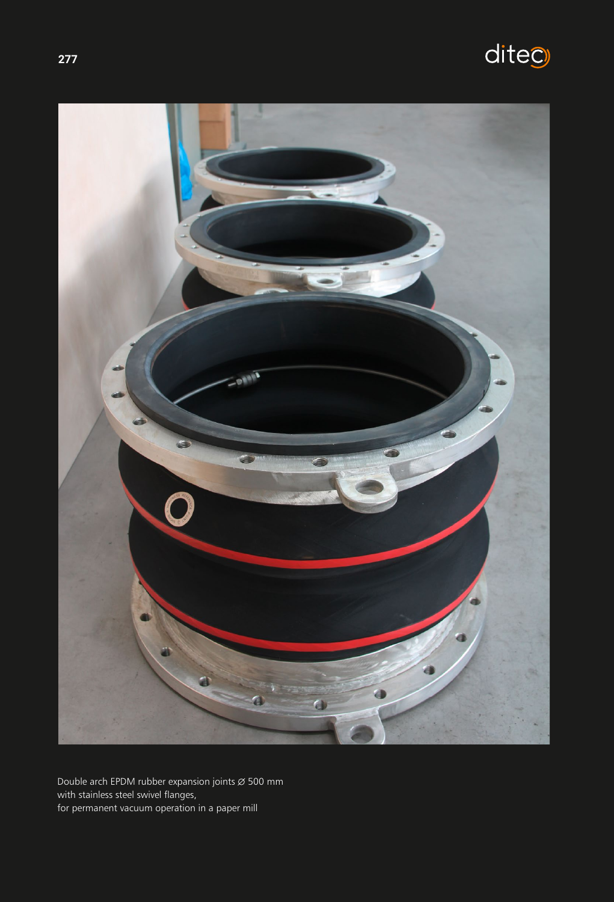Double arch EPDM rubber expansion joints Ø 500 mm
with stainless steel swivel flanges,
for permanent vacuum operation in a paper mill